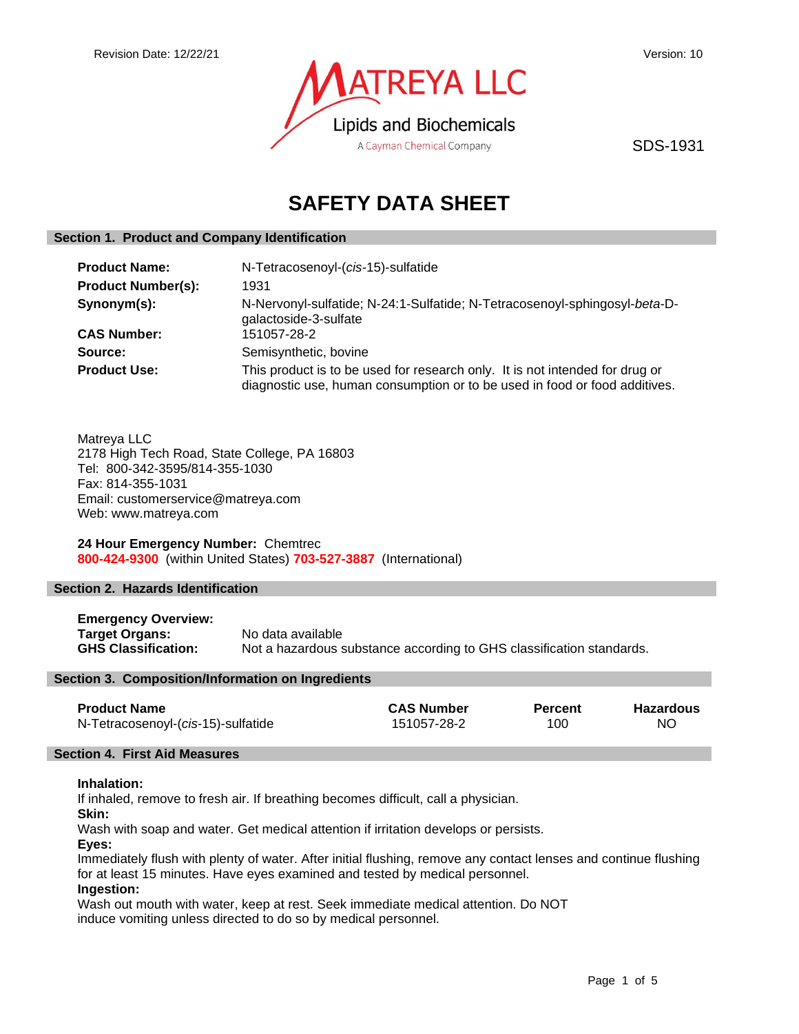Revision Date: 12/22/21

Version: 10

MATREYA LLC
Lipids and Biochemicals
A Cayman Chemical Company

SDS-1931

# SAFETY DATA SHEET

## Section 1. Product and Company Identification

**Product Name:** N-Tetracosenoyl-(*cis*-15)-sulfatide

**Product Number(s):** 1931

**Synonym(s):** N-Nervonyl-sulfatide; N-24:1-Sulfatide; N-Tetracosenoyl-sphingosyl-*beta*-D-galactoside-3-sulfate

**CAS Number:** 151057-28-2

**Source:** Semisynthetic, bovine

**Product Use:** This product is to be used for research only. It is not intended for drug or diagnostic use, human consumption or to be used in food or food additives.

Matreya LLC
2178 High Tech Road, State College, PA 16803
Tel: 800-342-3595/814-355-1030
Fax: 814-355-1031
Email: customerservice@matreya.com
Web: www.matreya.com

**24 Hour Emergency Number:** Chemtrec
**800-424-9300** (within United States) **703-527-3887** (International)

## Section 2. Hazards Identification

**Emergency Overview:**

**Target Organs:** No data available

**GHS Classification:** Not a hazardous substance according to GHS classification standards.

## Section 3. Composition/Information on Ingredients

| Product Name | CAS Number | Percent | Hazardous |
|---|---|---|---|
| N-Tetracosenoyl-(*cis*-15)-sulfatide | 151057-28-2 | 100 | NO |

## Section 4. First Aid Measures

**Inhalation:**
If inhaled, remove to fresh air. If breathing becomes difficult, call a physician.

**Skin:**
Wash with soap and water. Get medical attention if irritation develops or persists.

**Eyes:**
Immediately flush with plenty of water. After initial flushing, remove any contact lenses and continue flushing for at least 15 minutes. Have eyes examined and tested by medical personnel.

**Ingestion:**
Wash out mouth with water, keep at rest. Seek immediate medical attention. Do NOT induce vomiting unless directed to do so by medical personnel.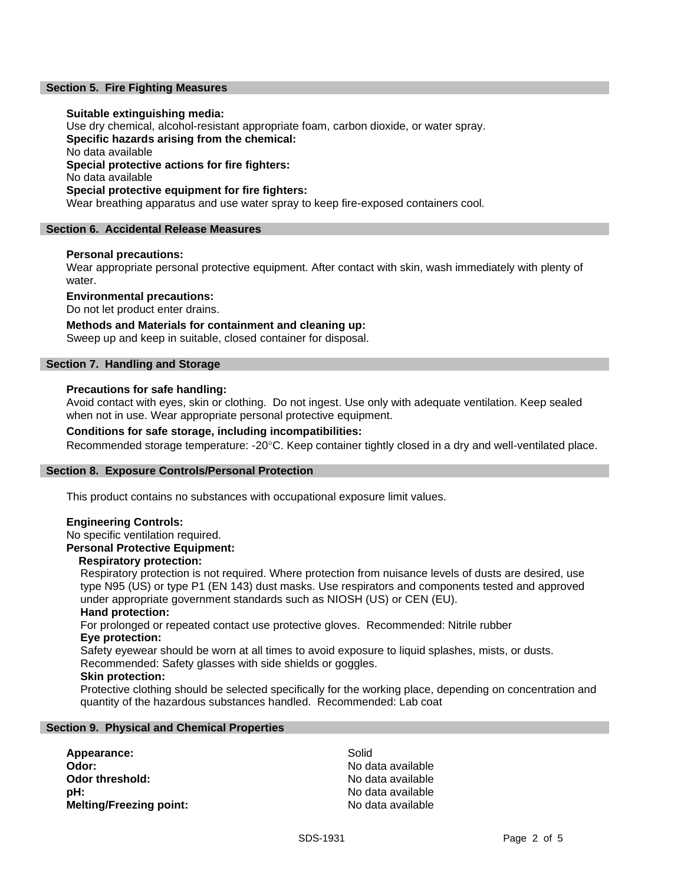## Section 5. Fire Fighting Measures

**Suitable extinguishing media:**
Use dry chemical, alcohol-resistant appropriate foam, carbon dioxide, or water spray.

**Specific hazards arising from the chemical:**
No data available

**Special protective actions for fire fighters:**
No data available

**Special protective equipment for fire fighters:**
Wear breathing apparatus and use water spray to keep fire-exposed containers cool.

## Section 6. Accidental Release Measures

**Personal precautions:**
Wear appropriate personal protective equipment. After contact with skin, wash immediately with plenty of water.

**Environmental precautions:**
Do not let product enter drains.

**Methods and Materials for containment and cleaning up:**
Sweep up and keep in suitable, closed container for disposal.

## Section 7. Handling and Storage

**Precautions for safe handling:**
Avoid contact with eyes, skin or clothing. Do not ingest. Use only with adequate ventilation. Keep sealed when not in use. Wear appropriate personal protective equipment.

**Conditions for safe storage, including incompatibilities:**
Recommended storage temperature: -20°C. Keep container tightly closed in a dry and well-ventilated place.

## Section 8. Exposure Controls/Personal Protection

This product contains no substances with occupational exposure limit values.

**Engineering Controls:**
No specific ventilation required.

**Personal Protective Equipment:**

**Respiratory protection:**
Respiratory protection is not required. Where protection from nuisance levels of dusts are desired, use type N95 (US) or type P1 (EN 143) dust masks. Use respirators and components tested and approved under appropriate government standards such as NIOSH (US) or CEN (EU).

**Hand protection:**
For prolonged or repeated contact use protective gloves. Recommended: Nitrile rubber

**Eye protection:**
Safety eyewear should be worn at all times to avoid exposure to liquid splashes, mists, or dusts. Recommended: Safety glasses with side shields or goggles.

**Skin protection:**
Protective clothing should be selected specifically for the working place, depending on concentration and quantity of the hazardous substances handled. Recommended: Lab coat

## Section 9. Physical and Chemical Properties

| | |
|---|---|
| **Appearance:** | Solid |
| **Odor:** | No data available |
| **Odor threshold:** | No data available |
| **pH:** | No data available |
| **Melting/Freezing point:** | No data available |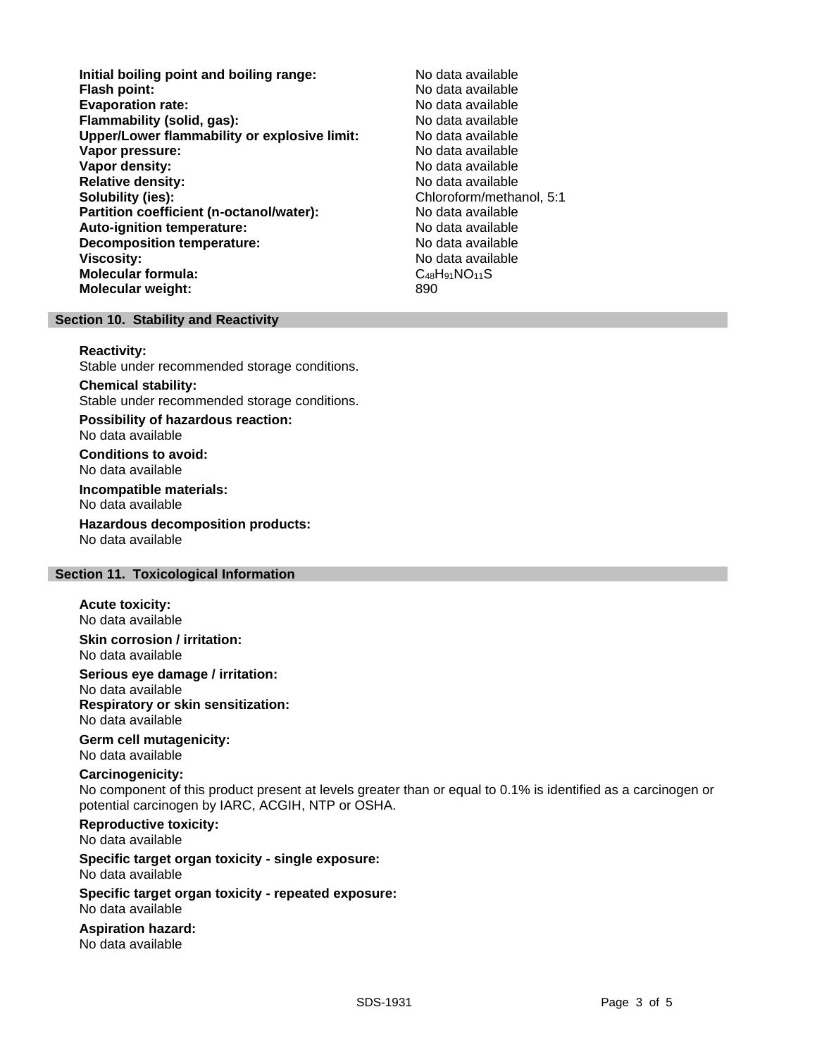**Initial boiling point and boiling range:** No data available
**Flash point:** No data available
**Evaporation rate:** No data available
**Flammability (solid, gas):** No data available
**Upper/Lower flammability or explosive limit:** No data available
**Vapor pressure:** No data available
**Vapor density:** No data available
**Relative density:** No data available
**Solubility (ies):** Chloroform/methanol, 5:1
**Partition coefficient (n-octanol/water):** No data available
**Auto-ignition temperature:** No data available
**Decomposition temperature:** No data available
**Viscosity:** No data available
**Molecular formula:** $C_{48}H_{91}NO_{11}S$
**Molecular weight:** 890

## Section 10. Stability and Reactivity

**Reactivity:**
Stable under recommended storage conditions.

**Chemical stability:**
Stable under recommended storage conditions.

**Possibility of hazardous reaction:**
No data available

**Conditions to avoid:**
No data available

**Incompatible materials:**
No data available

**Hazardous decomposition products:**
No data available

## Section 11. Toxicological Information

**Acute toxicity:**
No data available

**Skin corrosion / irritation:**
No data available

**Serious eye damage / irritation:**
No data available

**Respiratory or skin sensitization:**
No data available

**Germ cell mutagenicity:**
No data available

**Carcinogenicity:**
No component of this product present at levels greater than or equal to 0.1% is identified as a carcinogen or potential carcinogen by IARC, ACGIH, NTP or OSHA.

**Reproductive toxicity:**
No data available

**Specific target organ toxicity - single exposure:**
No data available

**Specific target organ toxicity - repeated exposure:**
No data available

**Aspiration hazard:**
No data available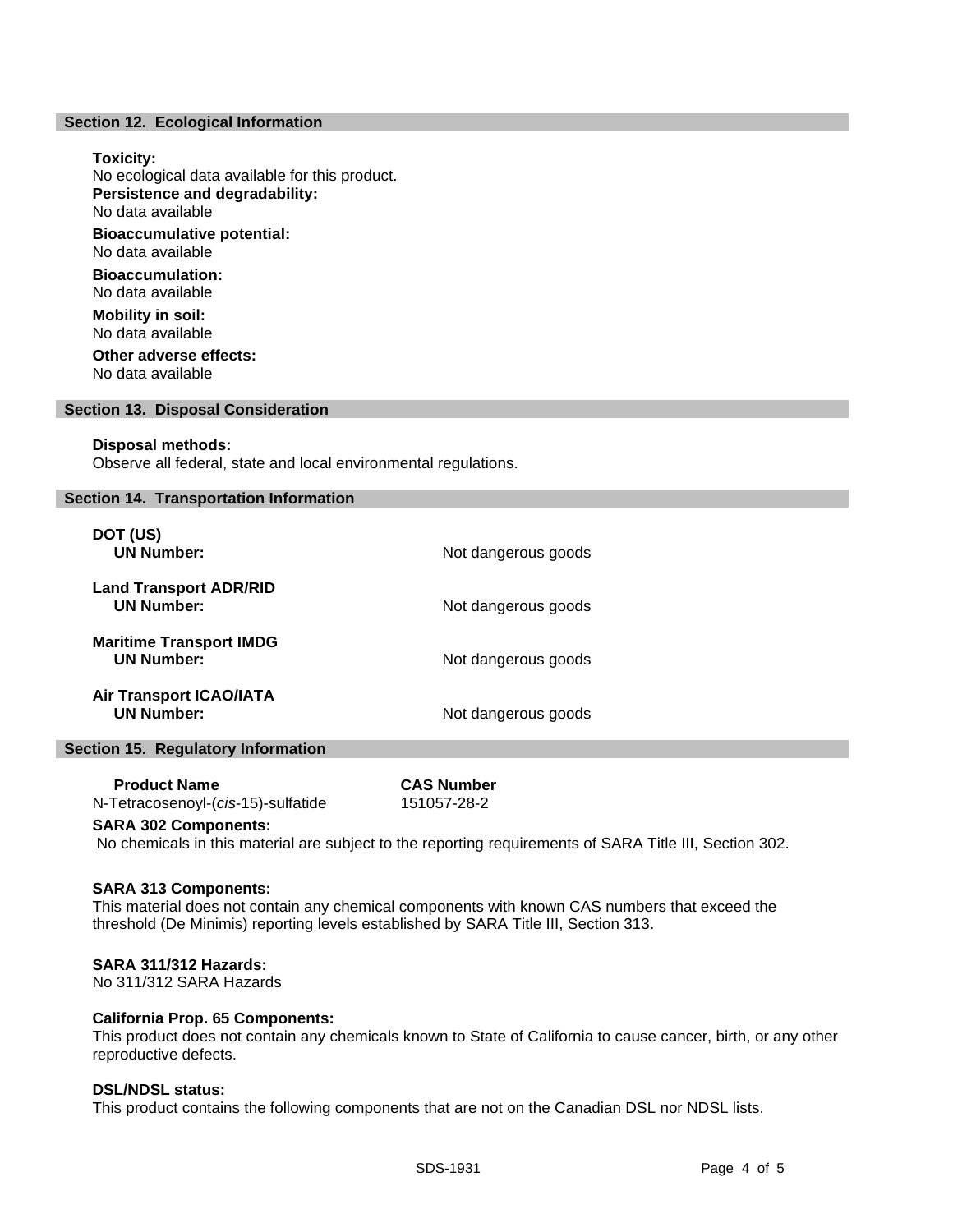## Section 12. Ecological Information

**Toxicity:**
No ecological data available for this product.

**Persistence and degradability:**
No data available

**Bioaccumulative potential:**
No data available

**Bioaccumulation:**
No data available

**Mobility in soil:**
No data available

**Other adverse effects:**
No data available

## Section 13. Disposal Consideration

**Disposal methods:**
Observe all federal, state and local environmental regulations.

## Section 14. Transportation Information

**DOT (US)**

| | |
|---|---|
| **UN Number:** | Not dangerous goods |

**Land Transport ADR/RID**

| | |
|---|---|
| **UN Number:** | Not dangerous goods |

**Maritime Transport IMDG**

| | |
|---|---|
| **UN Number:** | Not dangerous goods |

**Air Transport ICAO/IATA**

| | |
|---|---|
| **UN Number:** | Not dangerous goods |

## Section 15. Regulatory Information

| Product Name | CAS Number |
|---|---|
| N-Tetracosenoyl-(*cis*-15)-sulfatide | 151057-28-2 |

**SARA 302 Components:**
No chemicals in this material are subject to the reporting requirements of SARA Title III, Section 302.

**SARA 313 Components:**
This material does not contain any chemical components with known CAS numbers that exceed the threshold (De Minimis) reporting levels established by SARA Title III, Section 313.

**SARA 311/312 Hazards:**
No 311/312 SARA Hazards

**California Prop. 65 Components:**
This product does not contain any chemicals known to State of California to cause cancer, birth, or any other reproductive defects.

**DSL/NDSL status:**
This product contains the following components that are not on the Canadian DSL nor NDSL lists.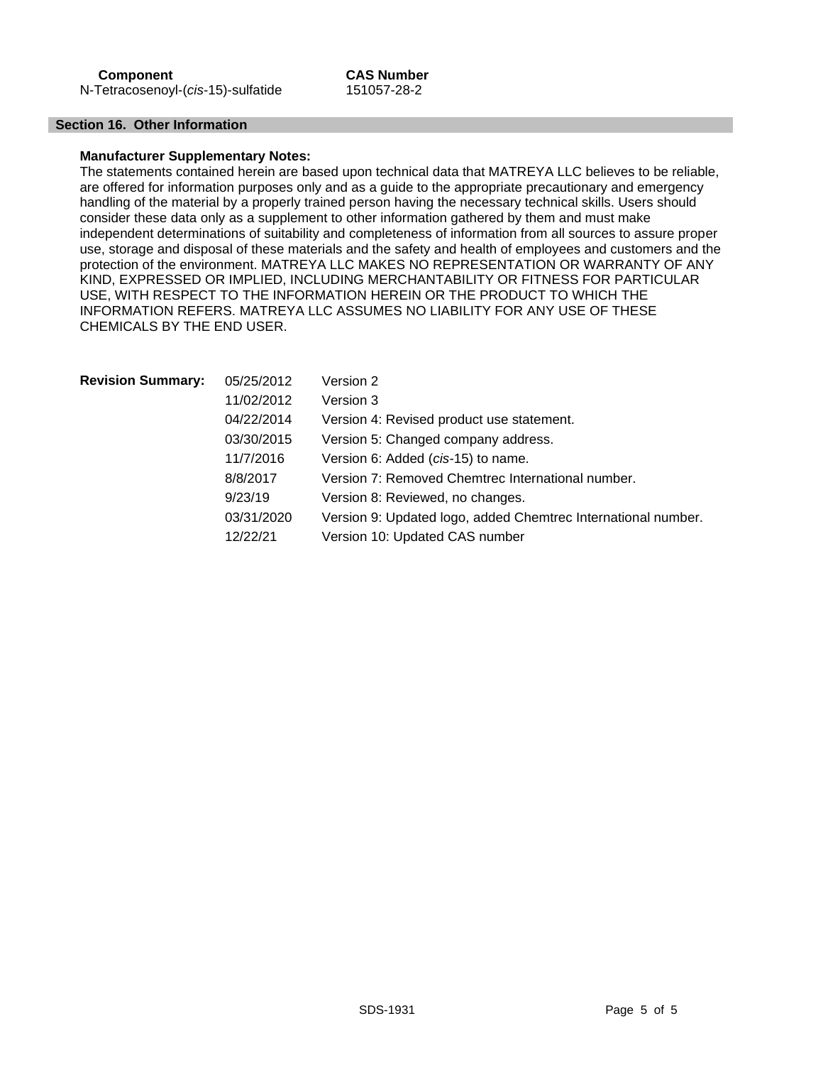| Component | CAS Number |
| --- | --- |
| N-Tetracosenoyl-(*cis*-15)-sulfatide | 151057-28-2 |

## Section 16. Other Information

**Manufacturer Supplementary Notes:**

The statements contained herein are based upon technical data that MATREYA LLC believes to be reliable, are offered for information purposes only and as a guide to the appropriate precautionary and emergency handling of the material by a properly trained person having the necessary technical skills. Users should consider these data only as a supplement to other information gathered by them and must make independent determinations of suitability and completeness of information from all sources to assure proper use, storage and disposal of these materials and the safety and health of employees and customers and the protection of the environment. MATREYA LLC MAKES NO REPRESENTATION OR WARRANTY OF ANY KIND, EXPRESSED OR IMPLIED, INCLUDING MERCHANTABILITY OR FITNESS FOR PARTICULAR USE, WITH RESPECT TO THE INFORMATION HEREIN OR THE PRODUCT TO WHICH THE INFORMATION REFERS. MATREYA LLC ASSUMES NO LIABILITY FOR ANY USE OF THESE CHEMICALS BY THE END USER.

| | | |
| --- | --- | --- |
| **Revision Summary:** | 05/25/2012 | Version 2 |
| | 11/02/2012 | Version 3 |
| | 04/22/2014 | Version 4: Revised product use statement. |
| | 03/30/2015 | Version 5: Changed company address. |
| | 11/7/2016 | Version 6: Added (*cis*-15) to name. |
| | 8/8/2017 | Version 7: Removed Chemtrec International number. |
| | 9/23/19 | Version 8: Reviewed, no changes. |
| | 03/31/2020 | Version 9: Updated logo, added Chemtrec International number. |
| | 12/22/21 | Version 10: Updated CAS number |

SDS-1931